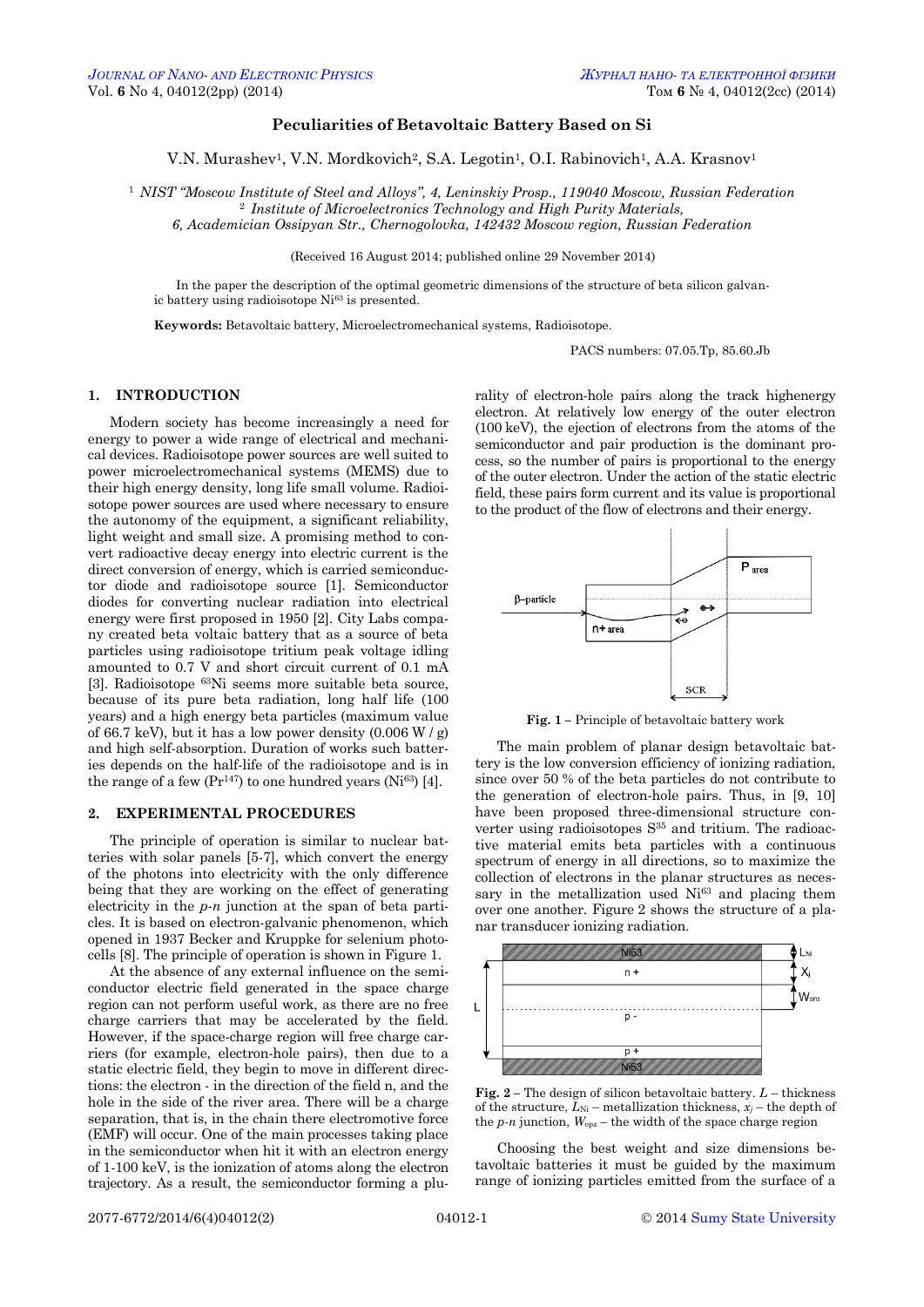# Peculiarities of Betavoltaic Battery Based on Si

V.N. Murashev[1], V.N. Mordkovich[2], S.A. Legotin[1], O.I. Rabinovich[1], A.A. Krasnov[1]

[1] *NIST "Moscow Institute of Steel and Alloys", 4, Leninskiy Prosp., 119040 Moscow, Russian Federation*
[2] *Institute of Microelectronics Technology and High Purity Materials, 6, Academician Ossipyan Str., Chernogolovka, 142432 Moscow region, Russian Federation*

(Received 16 August 2014; published online 29 November 2014)

In the paper the description of the optimal geometric dimensions of the structure of beta silicon galvanic battery using radioisotope $Ni^{63}$ is presented.

**Keywords:** Betavoltaic battery, Microelectromechanical systems, Radioisotope.

PACS numbers: 07.05.Tp, 85.60.Jb

## 1. INTRODUCTION

Modern society has become increasingly a need for energy to power a wide range of electrical and mechanical devices. Radioisotope power sources are well suited to power microelectromechanical systems (MEMS) due to their high energy density, long life small volume. Radioisotope power sources are used where necessary to ensure the autonomy of the equipment, a significant reliability, light weight and small size. A promising method to convert radioactive decay energy into electric current is the direct conversion of energy, which is carried semiconductor diode and radioisotope source [1]. Semiconductor diodes for converting nuclear radiation into electrical energy were first proposed in 1950 [2]. City Labs company created beta voltaic battery that as a source of beta particles using radioisotope tritium peak voltage idling amounted to 0.7 V and short circuit current of 0.1 mA [3]. Radioisotope $^{63}Ni$ seems more suitable beta source, because of its pure beta radiation, long half life (100 years) and a high energy beta particles (maximum value of 66.7 keV), but it has a low power density (0.006 W / g) and high self-absorption. Duration of works such batteries depends on the half-life of the radioisotope and is in the range of a few ($Pr^{147}$) to one hundred years ($Ni^{63}$) [4].

## 2. EXPERIMENTAL PROCEDURES

The principle of operation is similar to nuclear batteries with solar panels [5-7], which convert the energy of the photons into electricity with the only difference being that they are working on the effect of generating electricity in the *p-n* junction at the span of beta particles. It is based on electron-galvanic phenomenon, which opened in 1937 Becker and Kruppke for selenium photocells [8]. The principle of operation is shown in Figure 1.

At the absence of any external influence on the semiconductor electric field generated in the space charge region can not perform useful work, as there are no free charge carriers that may be accelerated by the field. However, if the space-charge region will free charge carriers (for example, electron-hole pairs), then due to a static electric field, they begin to move in different directions: the electron - in the direction of the field n, and the hole in the side of the river area. There will be a charge separation, that is, in the chain there electromotive force (EMF) will occur. One of the main processes taking place in the semiconductor when hit it with an electron energy of 1-100 keV, is the ionization of atoms along the electron trajectory. As a result, the semiconductor forming a plurality of electron-hole pairs along the track highenergy electron. At relatively low energy of the outer electron (100 keV), the ejection of electrons from the atoms of the semiconductor and pair production is the dominant process, so the number of pairs is proportional to the energy of the outer electron. Under the action of the static electric field, these pairs form current and its value is proportional to the product of the flow of electrons and their energy.

**Fig. 1** – Principle of betavoltaic battery work

The main problem of planar design betavoltaic battery is the low conversion efficiency of ionizing radiation, since over 50 % of the beta particles do not contribute to the generation of electron-hole pairs. Thus, in [9, 10] have been proposed three-dimensional structure converter using radioisotopes $S^{35}$ and tritium. The radioactive material emits beta particles with a continuous spectrum of energy in all directions, so to maximize the collection of electrons in the planar structures as necessary in the metallization used $Ni^{63}$ and placing them over one another. Figure 2 shows the structure of a planar transducer ionizing radiation.

**Fig. 2** – The design of silicon betavoltaic battery. $L$ – thickness of the structure, $L_{Ni}$ – metallization thickness, $x_j$ – the depth of the *p-n* junction, $W_{opz}$ – the width of the space charge region

Choosing the best weight and size dimensions betavoltaic batteries it must be guided by the maximum range of ionizing particles emitted from the surface of a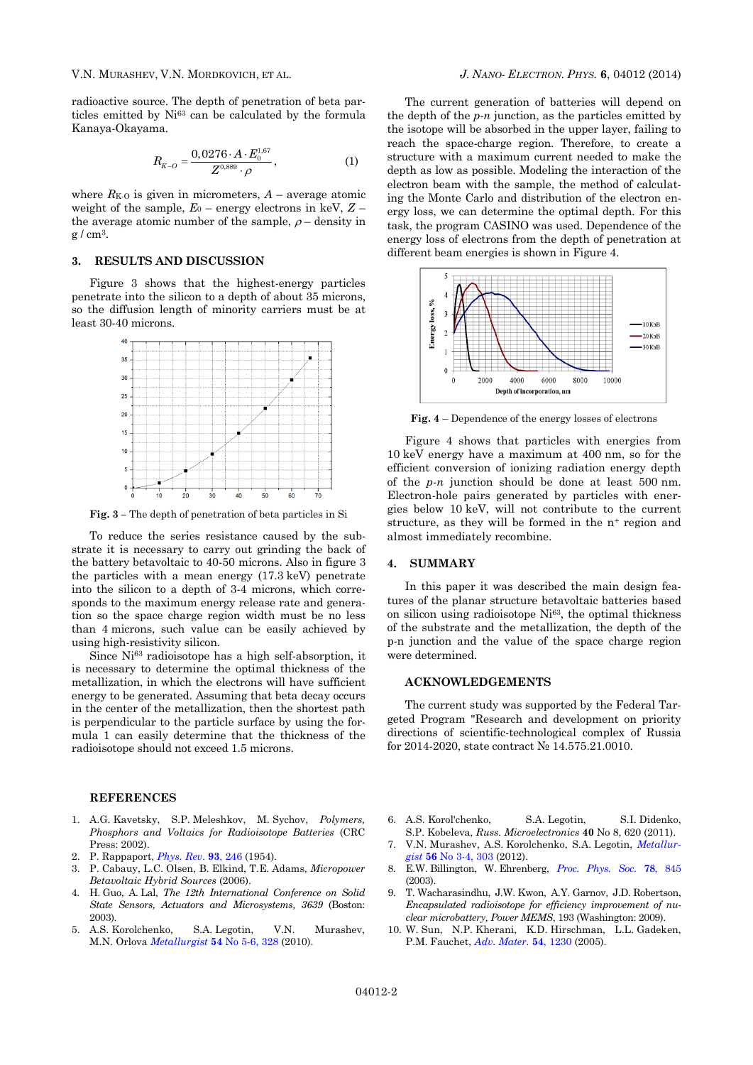radioactive source. The depth of penetration of beta particles emitted by $Ni^{63}$ can be calculated by the formula Kanaya-Okayama.

$$R_{K-O} = \frac{0,0276 \cdot A \cdot E_0^{1,67}}{Z^{0,889} \cdot \rho}, \tag{1}$$

where $R_{K\text{-}O}$ is given in micrometers, $A$ – average atomic weight of the sample, $E_0$ – energy electrons in keV, $Z$ – the average atomic number of the sample, $\rho$ – density in g / cm$^3$.

## 3. RESULTS AND DISCUSSION

Figure 3 shows that the highest-energy particles penetrate into the silicon to a depth of about 35 microns, so the diffusion length of minority carriers must be at least 30-40 microns.

40
35
30
25
20
15
10
5
0
0 10 20 30 40 50 60 70

**Fig. 3** – The depth of penetration of beta particles in Si

To reduce the series resistance caused by the substrate it is necessary to carry out grinding the back of the battery betavoltaic to 40-50 microns. Also in figure 3 the particles with a mean energy (17.3 keV) penetrate into the silicon to a depth of 3-4 microns, which corresponds to the maximum energy release rate and generation so the space charge region width must be no less than 4 microns, such value can be easily achieved by using high-resistivity silicon.

Since $Ni^{63}$ radioisotope has a high self-absorption, it is necessary to determine the optimal thickness of the metallization, in which the electrons will have sufficient energy to be generated. Assuming that beta decay occurs in the center of the metallization, then the shortest path is perpendicular to the particle surface by using the formula 1 can easily determine that the thickness of the radioisotope should not exceed 1.5 microns.

The current generation of batteries will depend on the depth of the *p-n* junction, as the particles emitted by the isotope will be absorbed in the upper layer, failing to reach the space-charge region. Therefore, to create a structure with a maximum current needed to make the depth as low as possible. Modeling the interaction of the electron beam with the sample, the method of calculating the Monte Carlo and distribution of the electron energy loss, we can determine the optimal depth. For this task, the program CASINO was used. Dependence of the energy loss of electrons from the depth of penetration at different beam energies is shown in Figure 4.

Energy loss, %
5
4
3
2
1
0
0 2000 4000 6000 8000 10000
Depth of incorporation, nm
10 КэВ
20 КэВ
30 КэВ

**Fig. 4** – Dependence of the energy losses of electrons

Figure 4 shows that particles with energies from 10 keV energy have a maximum at 400 nm, so for the efficient conversion of ionizing radiation energy depth of the *p-n* junction should be done at least 500 nm. Electron-hole pairs generated by particles with energies below 10 keV, will not contribute to the current structure, as they will be formed in the $n^+$ region and almost immediately recombine.

## 4. SUMMARY

In this paper it was described the main design features of the planar structure betavoltaic batteries based on silicon using radioisotope $Ni^{63}$, the optimal thickness of the substrate and the metallization, the depth of the p-n junction and the value of the space charge region were determined.

## ACKNOWLEDGEMENTS

The current study was supported by the Federal Targeted Program "Research and development on priority directions of scientific-technological complex of Russia for 2014-2020, state contract № 14.575.21.0010.

## REFERENCES

1. A.G. Kavetsky, S.P. Meleshkov, M. Sychov, *Polymers, Phosphors and Voltaics for Radioisotope Batteries* (CRC Press: 2002).
2. P. Rappaport, *Phys. Rev.* **93**, 246 (1954).
3. P. Cabauy, L.C. Olsen, B. Elkind, T.E. Adams, *Micropower Betavoltaic Hybrid Sources* (2006).
4. H. Guo, A. Lal, *The 12th International Conference on Solid State Sensors, Actuators and Microsystems, 3639* (Boston: 2003).
5. A.S. Korolchenko, S.A. Legotin, V.N. Murashev, M.N. Orlova *Metallurgist* **54** No 5-6, 328 (2010).
6. A.S. Korol'chenko, S.A. Legotin, S.I. Didenko, S.P. Kobeleva, *Russ. Microelectronics* **40** No 8, 620 (2011).
7. V.N. Murashev, A.S. Korolchenko, S.A. Legotin, *Metallurgist* **56** No 3-4, 303 (2012).
8. E.W. Billington, W. Ehrenberg, *Proc. Phys. Soc.* **78**, 845 (2003).
9. T. Wacharasindhu, J.W. Kwon, A.Y. Garnov, J.D. Robertson, *Encapsulated radioisotope for efficiency improvement of nuclear microbattery, Power MEMS*, 193 (Washington: 2009).
10. W. Sun, N.P. Kherani, K.D. Hirschman, L.L. Gadeken, P.M. Fauchet, *Adv. Mater.* **54**, 1230 (2005).